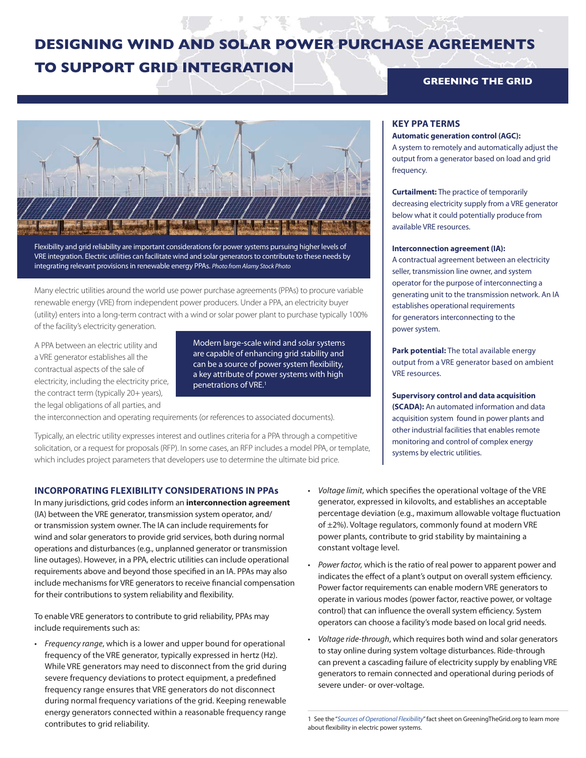# DESIGNING WIND AND SOLAR POWER PURCHASE AGREEMENTS TO SUPPORT GRID INTEGRATION

**GREENING THE GRID**

Flexibility and grid reliability are important considerations for power systems pursuing higher levels of VRE integration. Electric utilities can facilitate wind and solar generators to contribute to these needs by integrating relevant provisions in renewable energy PPAs. *Photo from Alamy Stock Photo*

Many electric utilities around the world use power purchase agreements (PPAs) to procure variable renewable energy (VRE) from independent power producers. Under a PPA, an electricity buyer (utility) enters into a long-term contract with a wind or solar power plant to purchase typically 100% of the facility's electricity generation.

A PPA between an electric utility and a VRE generator establishes all the contractual aspects of the sale of electricity, including the electricity price, the contract term (typically 20+ years), the legal obligations of all parties, and the interconnection and operating requirements (or references to associated documents).

> Modern large-scale wind and solar systems are capable of enhancing grid stability and can be a source of power system flexibility, a key attribute of power systems with high penetrations of VRE.[1]

Typically, an electric utility expresses interest and outlines criteria for a PPA through a competitive solicitation, or a request for proposals (RFP). In some cases, an RFP includes a model PPA, or template, which includes project parameters that developers use to determine the ultimate bid price.

## KEY PPA TERMS

**Automatic generation control (AGC):** A system to remotely and automatically adjust the output from a generator based on load and grid frequency.

**Curtailment:** The practice of temporarily decreasing electricity supply from a VRE generator below what it could potentially produce from available VRE resources.

**Interconnection agreement (IA):** A contractual agreement between an electricity seller, transmission line owner, and system operator for the purpose of interconnecting a generating unit to the transmission network. An IA establishes operational requirements for generators interconnecting to the power system.

**Park potential:** The total available energy output from a VRE generator based on ambient VRE resources.

**Supervisory control and data acquisition (SCADA):** An automated information and data acquisition system found in power plants and other industrial facilities that enables remote monitoring and control of complex energy systems by electric utilities.

## INCORPORATING FLEXIBILITY CONSIDERATIONS IN PPAs

In many jurisdictions, grid codes inform an **interconnection agreement** (IA) between the VRE generator, transmission system operator, and/or transmission system owner. The IA can include requirements for wind and solar generators to provide grid services, both during normal operations and disturbances (e.g., unplanned generator or transmission line outages). However, in a PPA, electric utilities can include operational requirements above and beyond those specified in an IA. PPAs may also include mechanisms for VRE generators to receive financial compensation for their contributions to system reliability and flexibility.

To enable VRE generators to contribute to grid reliability, PPAs may include requirements such as:

- *Frequency range*, which is a lower and upper bound for operational frequency of the VRE generator, typically expressed in hertz (Hz). While VRE generators may need to disconnect from the grid during severe frequency deviations to protect equipment, a predefined frequency range ensures that VRE generators do not disconnect during normal frequency variations of the grid. Keeping renewable energy generators connected within a reasonable frequency range contributes to grid reliability.
- *Voltage limit*, which specifies the operational voltage of the VRE generator, expressed in kilovolts, and establishes an acceptable percentage deviation (e.g., maximum allowable voltage fluctuation of ±2%). Voltage regulators, commonly found at modern VRE power plants, contribute to grid stability by maintaining a constant voltage level.
- *Power factor,* which is the ratio of real power to apparent power and indicates the effect of a plant's output on overall system efficiency. Power factor requirements can enable modern VRE generators to operate in various modes (power factor, reactive power, or voltage control) that can influence the overall system efficiency. System operators can choose a facility's mode based on local grid needs.
- *Voltage ride-through*, which requires both wind and solar generators to stay online during system voltage disturbances. Ride-through can prevent a cascading failure of electricity supply by enabling VRE generators to remain connected and operational during periods of severe under- or over-voltage.

1 See the "*Sources of Operational Flexibility*" fact sheet on GreeningTheGrid.org to learn more about flexibility in electric power systems.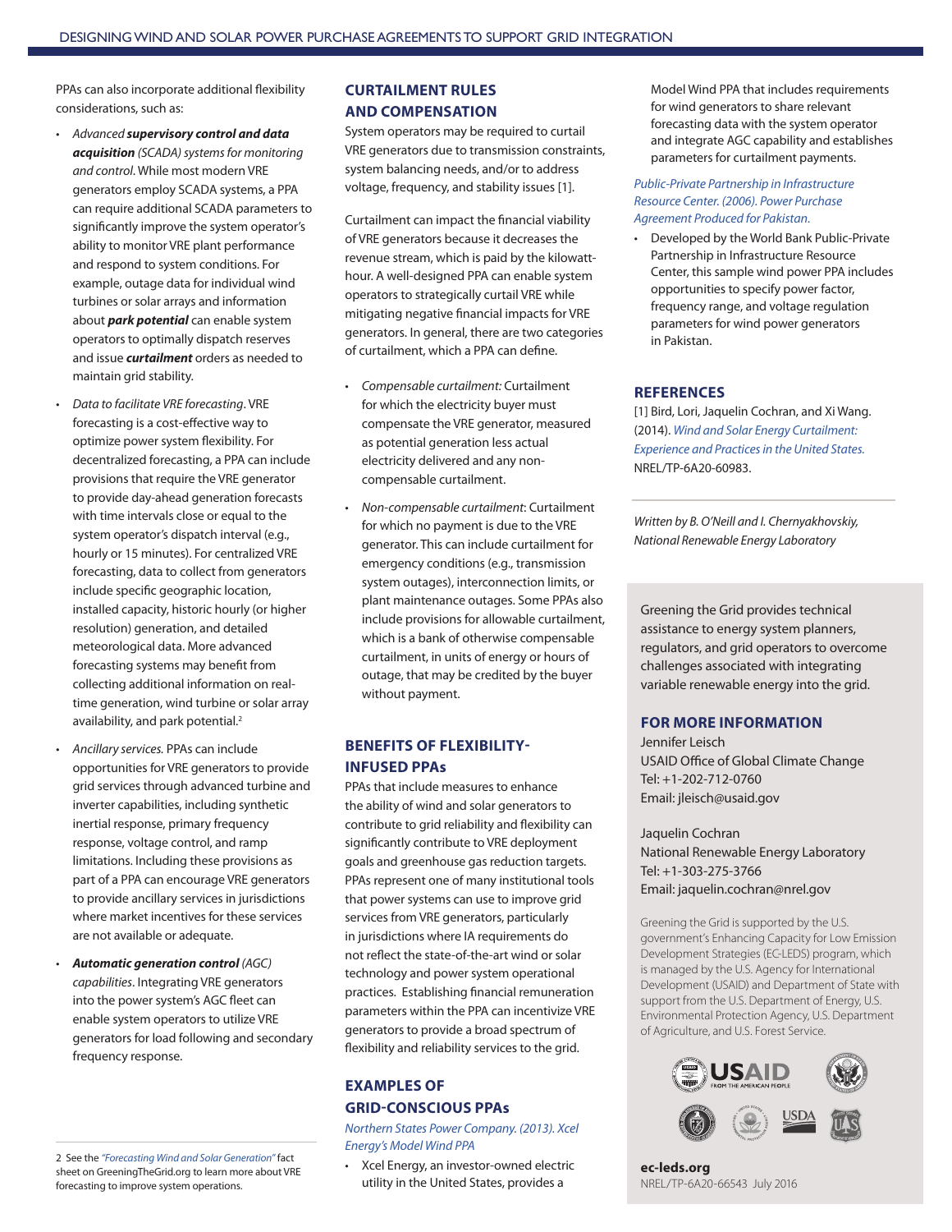PPAs can also incorporate additional flexibility considerations, such as:

- *Advanced **supervisory control and data acquisition** (SCADA) systems for monitoring and control.* While most modern VRE generators employ SCADA systems, a PPA can require additional SCADA parameters to significantly improve the system operator's ability to monitor VRE plant performance and respond to system conditions. For example, outage data for individual wind turbines or solar arrays and information about ***park potential*** can enable system operators to optimally dispatch reserves and issue ***curtailment*** orders as needed to maintain grid stability.
- *Data to facilitate VRE forecasting*. VRE forecasting is a cost-effective way to optimize power system flexibility. For decentralized forecasting, a PPA can include provisions that require the VRE generator to provide day-ahead generation forecasts with time intervals close or equal to the system operator's dispatch interval (e.g., hourly or 15 minutes). For centralized VRE forecasting, data to collect from generators include specific geographic location, installed capacity, historic hourly (or higher resolution) generation, and detailed meteorological data. More advanced forecasting systems may benefit from collecting additional information on real-time generation, wind turbine or solar array availability, and park potential.[2]
- *Ancillary services.* PPAs can include opportunities for VRE generators to provide grid services through advanced turbine and inverter capabilities, including synthetic inertial response, primary frequency response, voltage control, and ramp limitations. Including these provisions as part of a PPA can encourage VRE generators to provide ancillary services in jurisdictions where market incentives for these services are not available or adequate.
- ***Automatic generation control** (AGC) capabilities*. Integrating VRE generators into the power system's AGC fleet can enable system operators to utilize VRE generators for load following and secondary frequency response.

## CURTAILMENT RULES AND COMPENSATION

System operators may be required to curtail VRE generators due to transmission constraints, system balancing needs, and/or to address voltage, frequency, and stability issues [1].

Curtailment can impact the financial viability of VRE generators because it decreases the revenue stream, which is paid by the kilowatt-hour. A well-designed PPA can enable system operators to strategically curtail VRE while mitigating negative financial impacts for VRE generators. In general, there are two categories of curtailment, which a PPA can define.

- *Compensable curtailment:* Curtailment for which the electricity buyer must compensate the VRE generator, measured as potential generation less actual electricity delivered and any non-compensable curtailment.
- *Non-compensable curtailment*: Curtailment for which no payment is due to the VRE generator. This can include curtailment for emergency conditions (e.g., transmission system outages), interconnection limits, or plant maintenance outages. Some PPAs also include provisions for allowable curtailment, which is a bank of otherwise compensable curtailment, in units of energy or hours of outage, that may be credited by the buyer without payment.

## BENEFITS OF FLEXIBILITY-INFUSED PPAs

PPAs that include measures to enhance the ability of wind and solar generators to contribute to grid reliability and flexibility can significantly contribute to VRE deployment goals and greenhouse gas reduction targets. PPAs represent one of many institutional tools that power systems can use to improve grid services from VRE generators, particularly in jurisdictions where IA requirements do not reflect the state-of-the-art wind or solar technology and power system operational practices. Establishing financial remuneration parameters within the PPA can incentivize VRE generators to provide a broad spectrum of flexibility and reliability services to the grid.

## EXAMPLES OF GRID-CONSCIOUS PPAs

*Northern States Power Company. (2013). Xcel Energy's Model Wind PPA*

- Xcel Energy, an investor-owned electric utility in the United States, provides a Model Wind PPA that includes requirements for wind generators to share relevant forecasting data with the system operator and integrate AGC capability and establishes parameters for curtailment payments.

*Public-Private Partnership in Infrastructure Resource Center. (2006). Power Purchase Agreement Produced for Pakistan.*

- Developed by the World Bank Public-Private Partnership in Infrastructure Resource Center, this sample wind power PPA includes opportunities to specify power factor, frequency range, and voltage regulation parameters for wind power generators in Pakistan.

## REFERENCES

[1] Bird, Lori, Jaquelin Cochran, and Xi Wang. (2014). *Wind and Solar Energy Curtailment: Experience and Practices in the United States.* NREL/TP-6A20-60983.

*Written by B. O'Neill and I. Chernyakhovskiy, National Renewable Energy Laboratory*

---

[2] See the *"Forecasting Wind and Solar Generation"* fact sheet on GreeningTheGrid.org to learn more about VRE forecasting to improve system operations.

---

Greening the Grid provides technical assistance to energy system planners, regulators, and grid operators to overcome challenges associated with integrating variable renewable energy into the grid.

## FOR MORE INFORMATION

Jennifer Leisch
USAID Office of Global Climate Change
Tel: +1-202-712-0760
Email: jleisch@usaid.gov

Jaquelin Cochran
National Renewable Energy Laboratory
Tel: +1-303-275-3766
Email: jaquelin.cochran@nrel.gov

Greening the Grid is supported by the U.S. government's Enhancing Capacity for Low Emission Development Strategies (EC-LEDS) program, which is managed by the U.S. Agency for International Development (USAID) and Department of State with support from the U.S. Department of Energy, U.S. Environmental Protection Agency, U.S. Department of Agriculture, and U.S. Forest Service.

**ec-leds.org**
NREL/TP-6A20-66543 July 2016